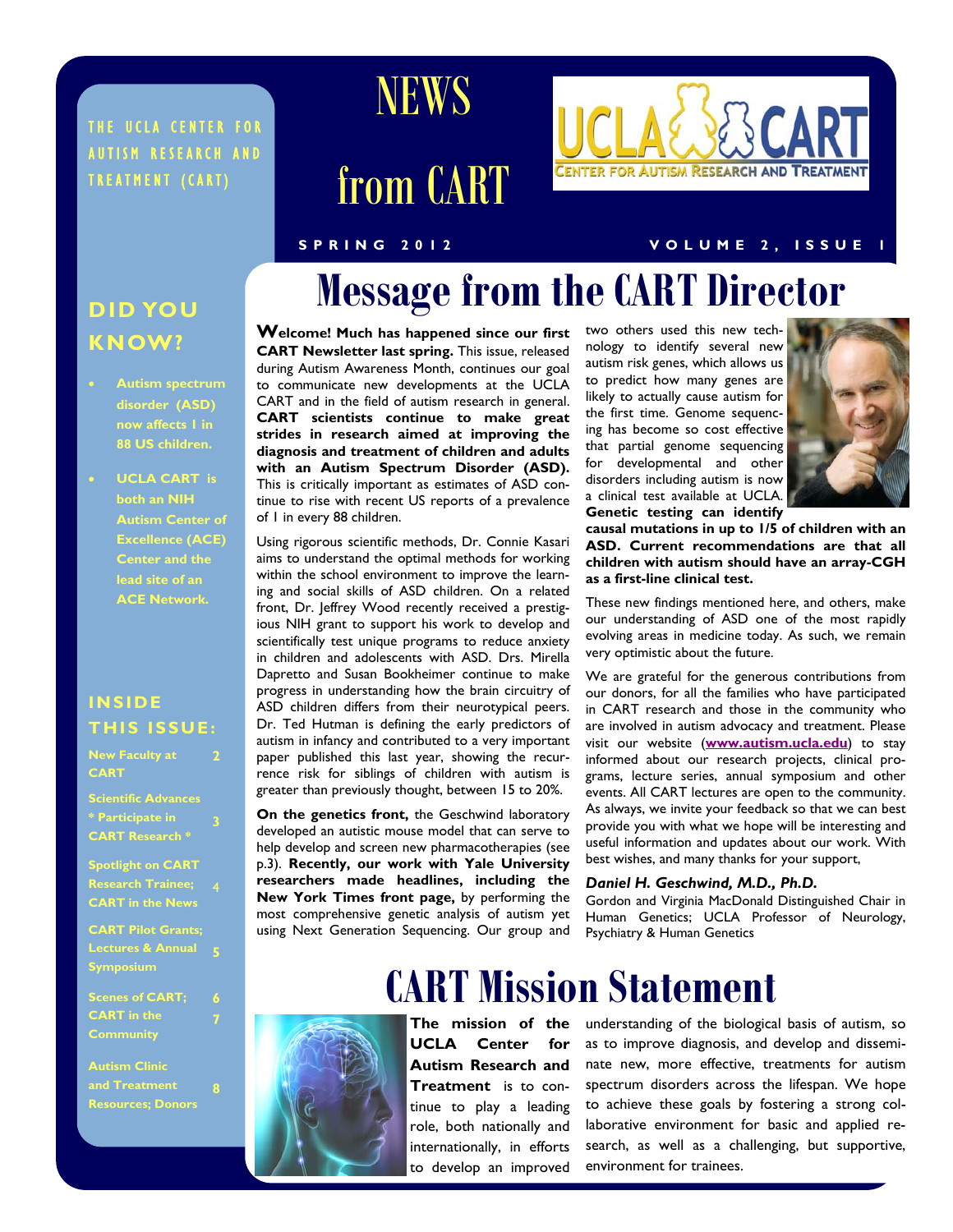# NEWS from CART

THE UCLA CENTER FOR AUTISM RESEARCH AND TREATMENT (CART)

UCLA CART — CENTER FOR AUTISM RESEARCH AND TREATMENT

SPRING 2012 — VOLUME 2, ISSUE 1

## DID YOU KNOW?

- **Autism spectrum disorder (ASD) now affects 1 in 88 US children.**
- **UCLA CART is both an NIH Autism Center of Excellence (ACE) Center and the lead site of an ACE Network.**

## INSIDE THIS ISSUE:

| | |
|---|---|
| New Faculty at CART | 2 |
| Scientific Advances * Participate in CART Research * | 3 |
| Spotlight on CART Research Trainee; CART in the News | 4 |
| CART Pilot Grants; Lectures & Annual Symposium | 5 |
| Scenes of CART; CART in the Community | 6 7 |
| Autism Clinic and Treatment Resources; Donors | 8 |

# Message from the CART Director

**Welcome! Much has happened since our first CART Newsletter last spring.** This issue, released during Autism Awareness Month, continues our goal to communicate new developments at the UCLA CART and in the field of autism research in general. **CART scientists continue to make great strides in research aimed at improving the diagnosis and treatment of children and adults with an Autism Spectrum Disorder (ASD).** This is critically important as estimates of ASD continue to rise with recent US reports of a prevalence of 1 in every 88 children.

Using rigorous scientific methods, Dr. Connie Kasari aims to understand the optimal methods for working within the school environment to improve the learning and social skills of ASD children. On a related front, Dr. Jeffrey Wood recently received a prestigious NIH grant to support his work to develop and scientifically test unique programs to reduce anxiety in children and adolescents with ASD. Drs. Mirella Dapretto and Susan Bookheimer continue to make progress in understanding how the brain circuitry of ASD children differs from their neurotypical peers. Dr. Ted Hutman is defining the early predictors of autism in infancy and contributed to a very important paper published this last year, showing the recurrence risk for siblings of children with autism is greater than previously thought, between 15 to 20%.

**On the genetics front,** the Geschwind laboratory developed an autistic mouse model that can serve to help develop and screen new pharmacotherapies (see p.3). **Recently, our work with Yale University researchers made headlines, including the New York Times front page,** by performing the most comprehensive genetic analysis of autism yet using Next Generation Sequencing. Our group and two others used this new technology to identify several new autism risk genes, which allows us to predict how many genes are likely to actually cause autism for the first time. Genome sequencing has become so cost effective that partial genome sequencing for developmental and other disorders including autism is now a clinical test available at UCLA. **Genetic testing can identify causal mutations in up to 1/5 of children with an ASD. Current recommendations are that all children with autism should have an array-CGH as a first-line clinical test.**

These new findings mentioned here, and others, make our understanding of ASD one of the most rapidly evolving areas in medicine today. As such, we remain very optimistic about the future.

We are grateful for the generous contributions from our donors, for all the families who have participated in CART research and those in the community who are involved in autism advocacy and treatment. Please visit our website (**www.autism.ucla.edu**) to stay informed about our research projects, clinical programs, lecture series, annual symposium and other events. All CART lectures are open to the community. As always, we invite your feedback so that we can best provide you with what we hope will be interesting and useful information and updates about our work. With best wishes, and many thanks for your support,

***Daniel H. Geschwind, M.D., Ph.D.***
Gordon and Virginia MacDonald Distinguished Chair in Human Genetics; UCLA Professor of Neurology, Psychiatry & Human Genetics

# CART Mission Statement

**The mission of the UCLA Center for Autism Research and Treatment** is to continue to play a leading role, both nationally and internationally, in efforts to develop an improved understanding of the biological basis of autism, so as to improve diagnosis, and develop and disseminate new, more effective, treatments for autism spectrum disorders across the lifespan. We hope to achieve these goals by fostering a strong collaborative environment for basic and applied research, as well as a challenging, but supportive, environment for trainees.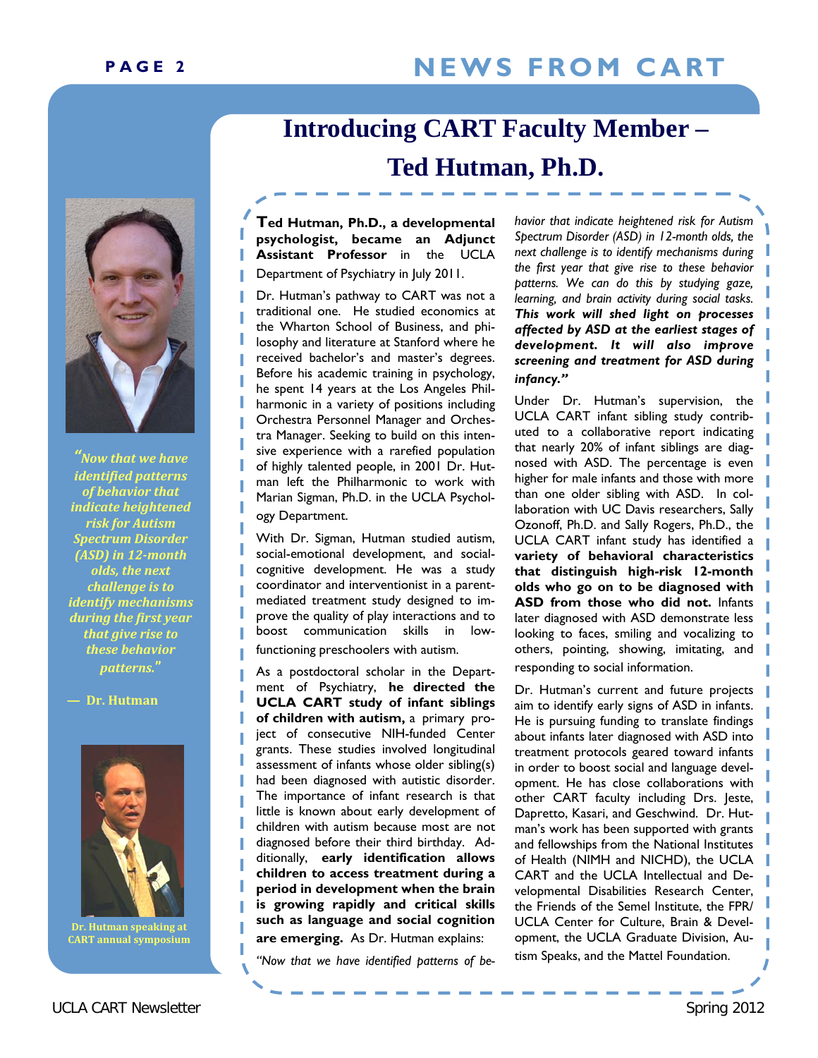# Introducing CART Faculty Member – Ted Hutman, Ph.D.

*"Now that we have identified patterns of behavior that indicate heightened risk for Autism Spectrum Disorder (ASD) in 12-month olds, the next challenge is to identify mechanisms during the first year that give rise to these behavior patterns."*

**— Dr. Hutman**

Dr. Hutman speaking at CART annual symposium

**Ted Hutman, Ph.D., a developmental psychologist, became an Adjunct Assistant Professor** in the UCLA Department of Psychiatry in July 2011.

Dr. Hutman's pathway to CART was not a traditional one. He studied economics at the Wharton School of Business, and philosophy and literature at Stanford where he received bachelor's and master's degrees. Before his academic training in psychology, he spent 14 years at the Los Angeles Philharmonic in a variety of positions including Orchestra Personnel Manager and Orchestra Manager. Seeking to build on this intensive experience with a rarefied population of highly talented people, in 2001 Dr. Hutman left the Philharmonic to work with Marian Sigman, Ph.D. in the UCLA Psychology Department.

With Dr. Sigman, Hutman studied autism, social-emotional development, and social-cognitive development. He was a study coordinator and interventionist in a parent-mediated treatment study designed to improve the quality of play interactions and to boost communication skills in low-functioning preschoolers with autism.

As a postdoctoral scholar in the Department of Psychiatry, **he directed the UCLA CART study of infant siblings of children with autism,** a primary project of consecutive NIH-funded Center grants. These studies involved longitudinal assessment of infants whose older sibling(s) had been diagnosed with autistic disorder. The importance of infant research is that little is known about early development of children with autism because most are not diagnosed before their third birthday. Additionally, **early identification allows children to access treatment during a period in development when the brain is growing rapidly and critical skills such as language and social cognition are emerging.** As Dr. Hutman explains:

*"Now that we have identified patterns of behavior that indicate heightened risk for Autism Spectrum Disorder (ASD) in 12-month olds, the next challenge is to identify mechanisms during the first year that give rise to these behavior patterns. We can do this by studying gaze, learning, and brain activity during social tasks.* ***This work will shed light on processes affected by ASD at the earliest stages of development. It will also improve screening and treatment for ASD during infancy."***

Under Dr. Hutman's supervision, the UCLA CART infant sibling study contributed to a collaborative report indicating that nearly 20% of infant siblings are diagnosed with ASD. The percentage is even higher for male infants and those with more than one older sibling with ASD. In collaboration with UC Davis researchers, Sally Ozonoff, Ph.D. and Sally Rogers, Ph.D., the UCLA CART infant study has identified a **variety of behavioral characteristics that distinguish high-risk 12-month olds who go on to be diagnosed with ASD from those who did not.** Infants later diagnosed with ASD demonstrate less looking to faces, smiling and vocalizing to others, pointing, showing, imitating, and responding to social information.

Dr. Hutman's current and future projects aim to identify early signs of ASD in infants. He is pursuing funding to translate findings about infants later diagnosed with ASD into treatment protocols geared toward infants in order to boost social and language development. He has close collaborations with other CART faculty including Drs. Jeste, Dapretto, Kasari, and Geschwind. Dr. Hutman's work has been supported with grants and fellowships from the National Institutes of Health (NIMH and NICHD), the UCLA CART and the UCLA Intellectual and Developmental Disabilities Research Center, the Friends of the Semel Institute, the FPR/UCLA Center for Culture, Brain & Development, the UCLA Graduate Division, Autism Speaks, and the Mattel Foundation.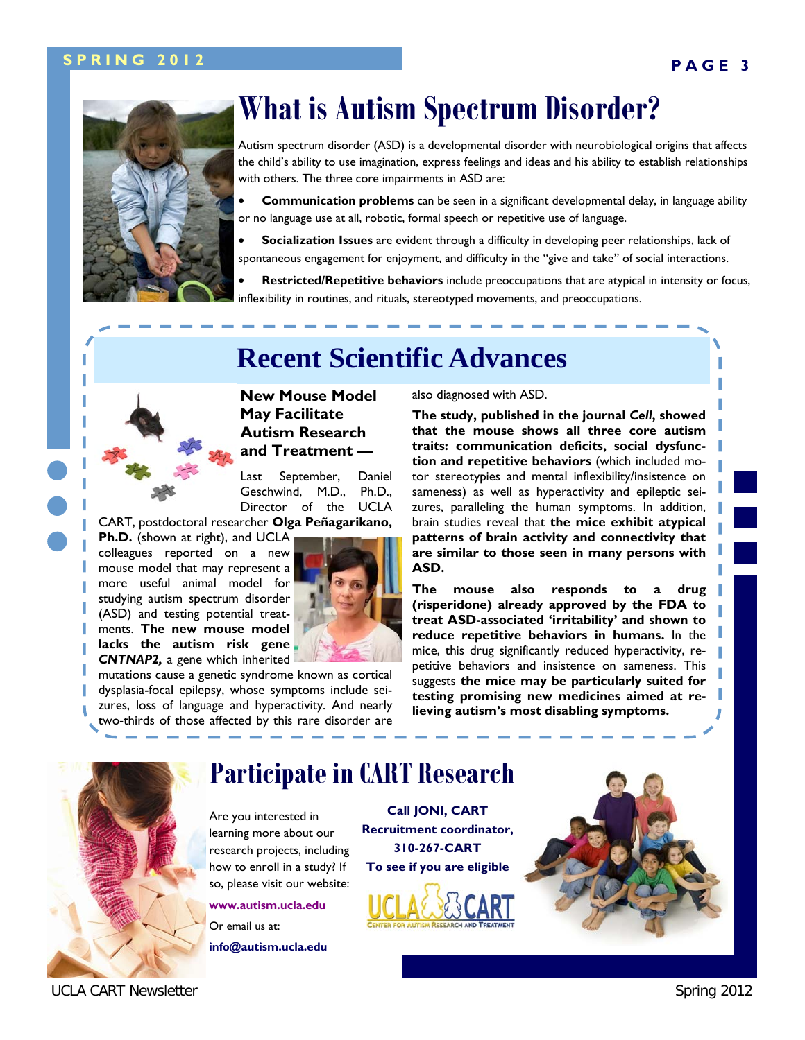# What is Autism Spectrum Disorder?

Autism spectrum disorder (ASD) is a developmental disorder with neurobiological origins that affects the child's ability to use imagination, express feelings and ideas and his ability to establish relationships with others. The three core impairments in ASD are:

- **Communication problems** can be seen in a significant developmental delay, in language ability or no language use at all, robotic, formal speech or repetitive use of language.
- **Socialization Issues** are evident through a difficulty in developing peer relationships, lack of spontaneous engagement for enjoyment, and difficulty in the "give and take" of social interactions.
- **Restricted/Repetitive behaviors** include preoccupations that are atypical in intensity or focus, inflexibility in routines, and rituals, stereotyped movements, and preoccupations.

## Recent Scientific Advances

### New Mouse Model May Facilitate Autism Research and Treatment —

Last September, Daniel Geschwind, M.D., Ph.D., Director of the UCLA CART, postdoctoral researcher **Olga Peñagarikano, Ph.D.** (shown at right), and UCLA colleagues reported on a new mouse model that may represent a more useful animal model for studying autism spectrum disorder (ASD) and testing potential treatments. **The new mouse model lacks the autism risk gene *CNTNAP2,*** a gene which inherited mutations cause a genetic syndrome known as cortical dysplasia-focal epilepsy, whose symptoms include seizures, loss of language and hyperactivity. And nearly two-thirds of those affected by this rare disorder are also diagnosed with ASD.

**The study, published in the journal *Cell*, showed that the mouse shows all three core autism traits: communication deficits, social dysfunction and repetitive behaviors** (which included motor stereotypies and mental inflexibility/insistence on sameness) as well as hyperactivity and epileptic seizures, paralleling the human symptoms. In addition, brain studies reveal that **the mice exhibit atypical patterns of brain activity and connectivity that are similar to those seen in many persons with ASD.**

**The mouse also responds to a drug (risperidone) already approved by the FDA to treat ASD-associated 'irritability' and shown to reduce repetitive behaviors in humans.** In the mice, this drug significantly reduced hyperactivity, repetitive behaviors and insistence on sameness. This suggests **the mice may be particularly suited for testing promising new medicines aimed at relieving autism's most disabling symptoms.**

# Participate in CART Research

Are you interested in learning more about our research projects, including how to enroll in a study? If so, please visit our website:

www.autism.ucla.edu

Or email us at:

**info@autism.ucla.edu**

**Call JONI, CART Recruitment coordinator, 310-267-CART To see if you are eligible**

UCLA CART — Center for Autism Research and Treatment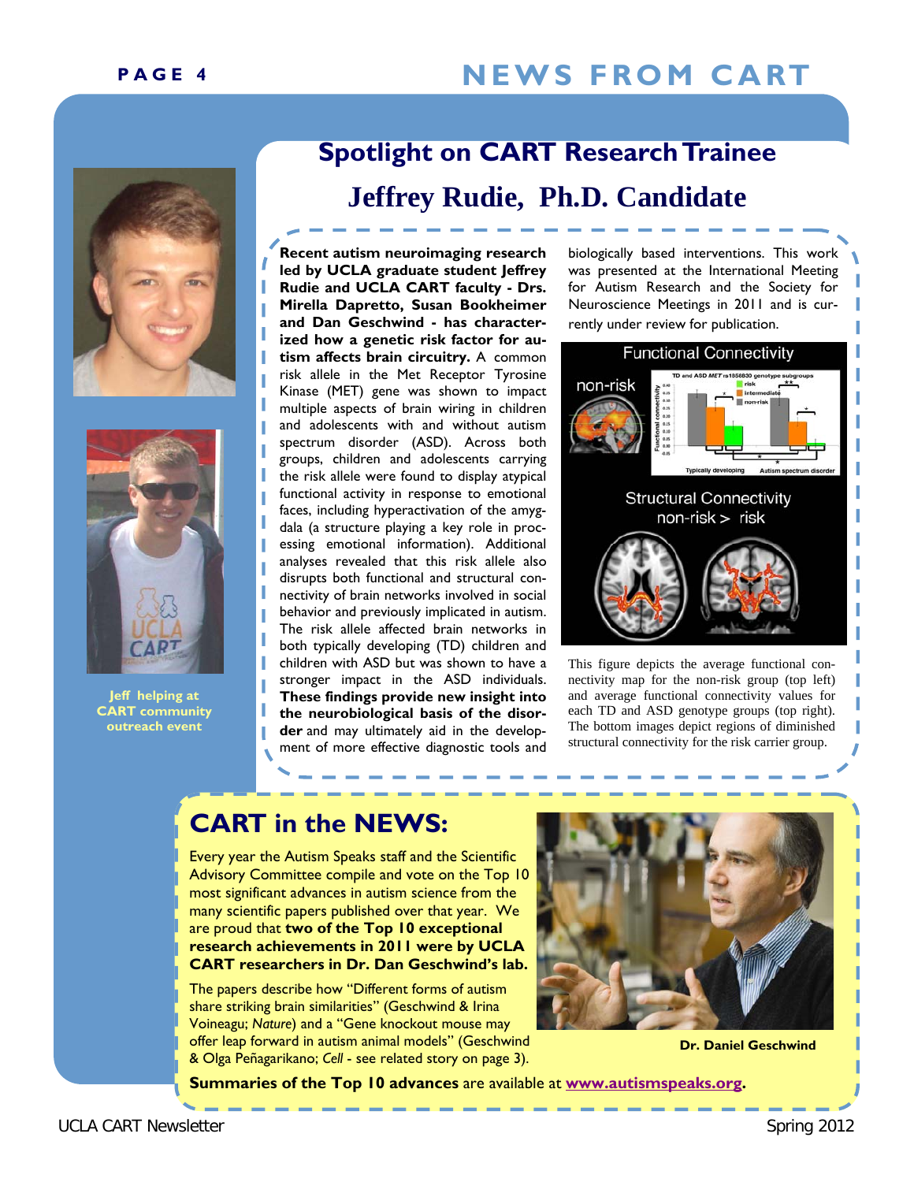## Spotlight on CART Research Trainee

## Jeffrey Rudie, Ph.D. Candidate

Jeff helping at CART community outreach event

**Recent autism neuroimaging research led by UCLA graduate student Jeffrey Rudie and UCLA CART faculty - Drs. Mirella Dapretto, Susan Bookheimer and Dan Geschwind - has characterized how a genetic risk factor for autism affects brain circuitry.** A common risk allele in the Met Receptor Tyrosine Kinase (MET) gene was shown to impact multiple aspects of brain wiring in children and adolescents with and without autism spectrum disorder (ASD). Across both groups, children and adolescents carrying the risk allele were found to display atypical functional activity in response to emotional faces, including hyperactivation of the amygdala (a structure playing a key role in processing emotional information). Additional analyses revealed that this risk allele also disrupts both functional and structural connectivity of brain networks involved in social behavior and previously implicated in autism. The risk allele affected brain networks in both typically developing (TD) children and children with ASD but was shown to have a stronger impact in the ASD individuals. **These findings provide new insight into the neurobiological basis of the disorder** and may ultimately aid in the development of more effective diagnostic tools and biologically based interventions. This work was presented at the International Meeting for Autism Research and the Society for Neuroscience Meetings in 2011 and is currently under review for publication.

This figure depicts the average functional connectivity map for the non-risk group (top left) and average functional connectivity values for each TD and ASD genotype groups (top right). The bottom images depict regions of diminished structural connectivity for the risk carrier group.

## CART in the NEWS:

Every year the Autism Speaks staff and the Scientific Advisory Committee compile and vote on the Top 10 most significant advances in autism science from the many scientific papers published over that year. We are proud that **two of the Top 10 exceptional research achievements in 2011 were by UCLA CART researchers in Dr. Dan Geschwind's lab.**

The papers describe how "Different forms of autism share striking brain similarities" (Geschwind & Irina Voineagu; *Nature*) and a "Gene knockout mouse may offer leap forward in autism animal models" (Geschwind & Olga Peñagarikano; *Cell* - see related story on page 3).

**Dr. Daniel Geschwind**

**Summaries of the Top 10 advances** are available at **www.autismspeaks.org**.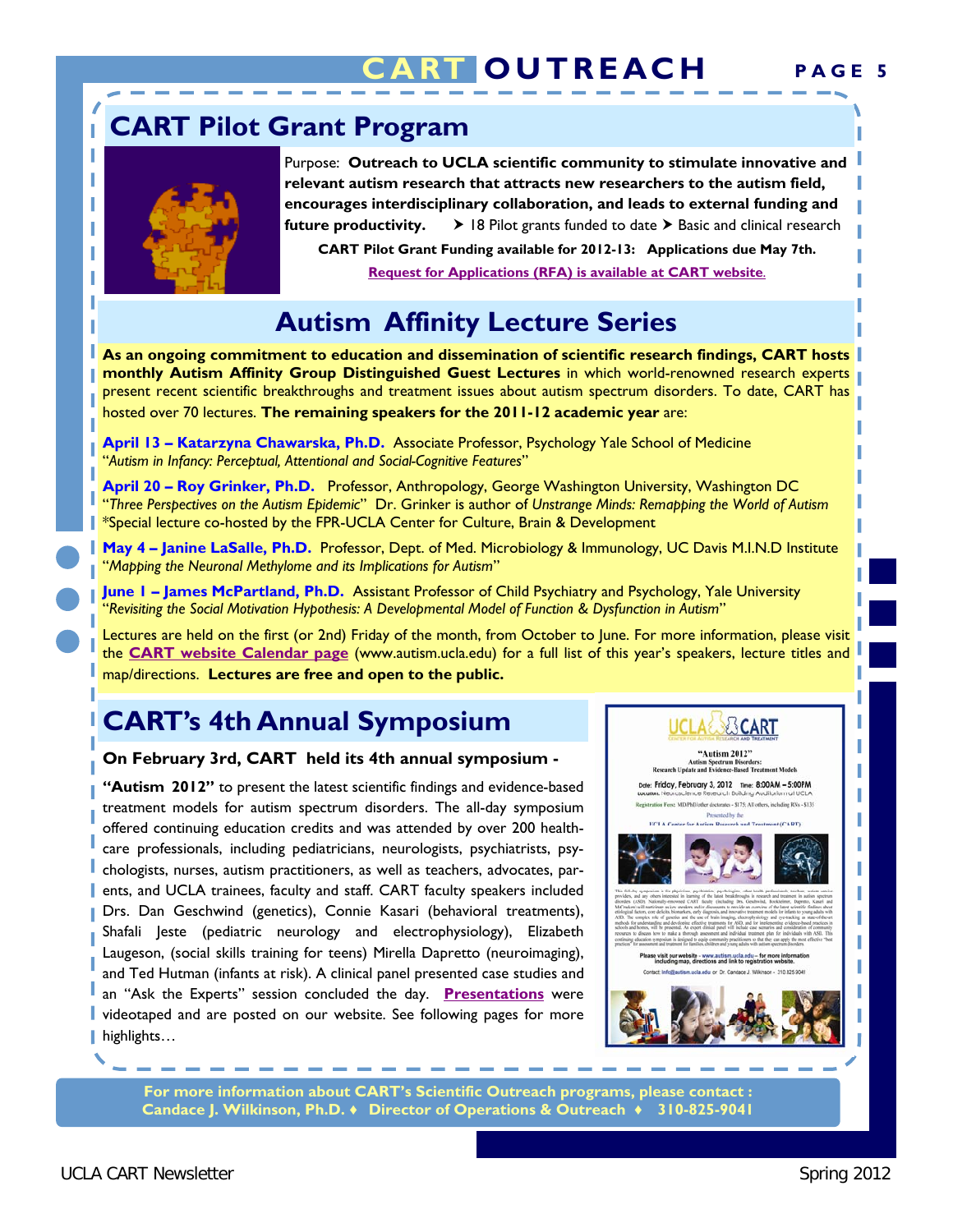# CART OUTREACH

## CART Pilot Grant Program

Purpose: **Outreach to UCLA scientific community to stimulate innovative and relevant autism research that attracts new researchers to the autism field, encourages interdisciplinary collaboration, and leads to external funding and future productivity.** ➤ 18 Pilot grants funded to date ➤ Basic and clinical research

**CART Pilot Grant Funding available for 2012-13: Applications due May 7th.**

**Request for Applications (RFA) is available at CART website.**

## Autism Affinity Lecture Series

**As an ongoing commitment to education and dissemination of scientific research findings, CART hosts monthly Autism Affinity Group Distinguished Guest Lectures** in which world-renowned research experts present recent scientific breakthroughs and treatment issues about autism spectrum disorders. To date, CART has hosted over 70 lectures. **The remaining speakers for the 2011-12 academic year** are:

**April 13 – Katarzyna Chawarska, Ph.D.** Associate Professor, Psychology Yale School of Medicine
"*Autism in Infancy: Perceptual, Attentional and Social-Cognitive Features*"

**April 20 – Roy Grinker, Ph.D.** Professor, Anthropology, George Washington University, Washington DC
"*Three Perspectives on the Autism Epidemic*" Dr. Grinker is author of *Unstrange Minds: Remapping the World of Autism*
*Special lecture co-hosted by the FPR-UCLA Center for Culture, Brain & Development

**May 4 – Janine LaSalle, Ph.D.** Professor, Dept. of Med. Microbiology & Immunology, UC Davis M.I.N.D Institute
"*Mapping the Neuronal Methylome and its Implications for Autism*"

**June 1 – James McPartland, Ph.D.** Assistant Professor of Child Psychiatry and Psychology, Yale University
"*Revisiting the Social Motivation Hypothesis: A Developmental Model of Function & Dysfunction in Autism*"

Lectures are held on the first (or 2nd) Friday of the month, from October to June. For more information, please visit the **CART website Calendar page** (www.autism.ucla.edu) for a full list of this year's speakers, lecture titles and map/directions. **Lectures are free and open to the public.**

## CART's 4th Annual Symposium

**On February 3rd, CART held its 4th annual symposium -**

**"Autism 2012"** to present the latest scientific findings and evidence-based treatment models for autism spectrum disorders. The all-day symposium offered continuing education credits and was attended by over 200 health-care professionals, including pediatricians, neurologists, psychiatrists, psychologists, nurses, autism practitioners, as well as teachers, advocates, parents, and UCLA trainees, faculty and staff. CART faculty speakers included Drs. Dan Geschwind (genetics), Connie Kasari (behavioral treatments), Shafali Jeste (pediatric neurology and electrophysiology), Elizabeth Laugeson, (social skills training for teens) Mirella Dapretto (neuroimaging), and Ted Hutman (infants at risk). A clinical panel presented case studies and an "Ask the Experts" session concluded the day. **Presentations** were videotaped and are posted on our website. See following pages for more highlights…

**For more information about CART's Scientific Outreach programs, please contact : Candace J. Wilkinson, Ph.D. ♦ Director of Operations & Outreach ♦ 310-825-9041**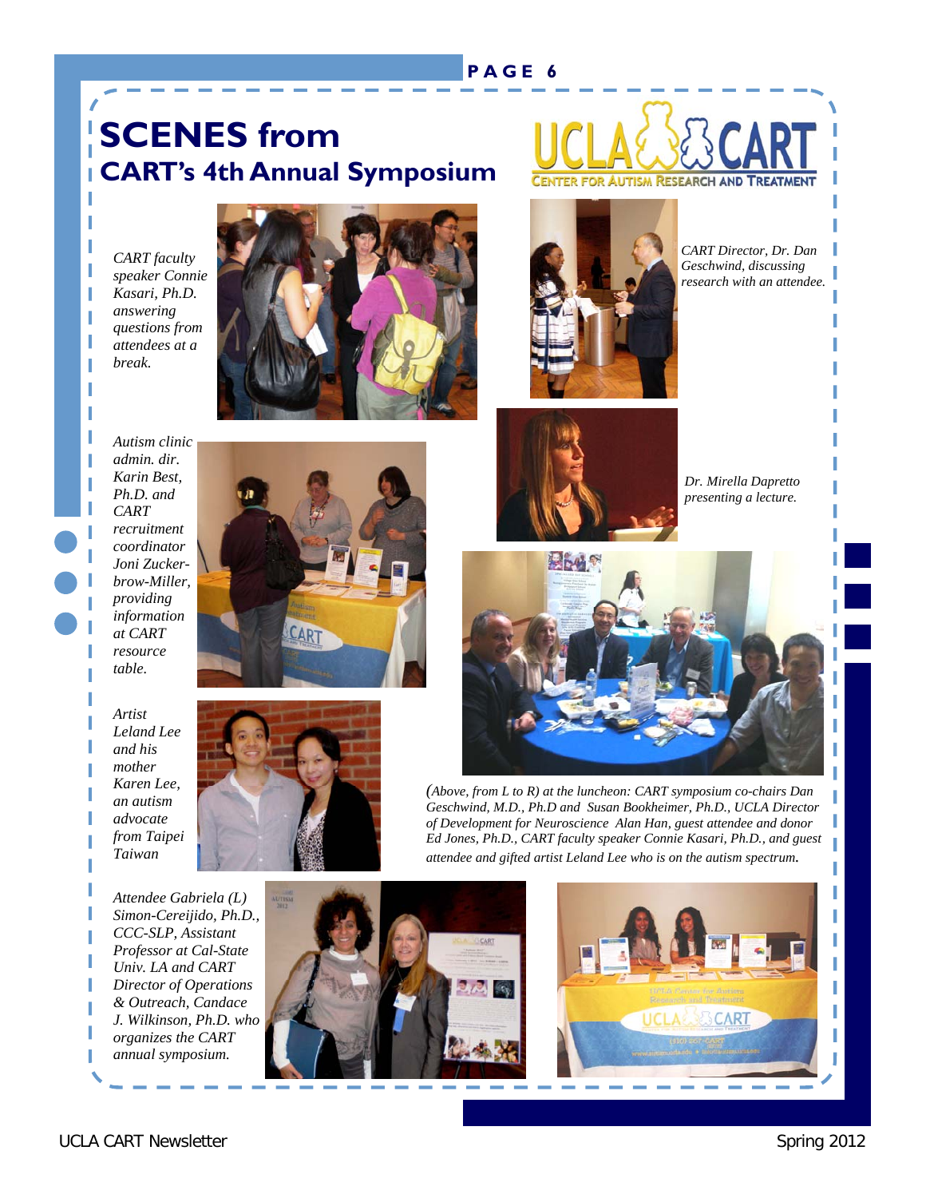# SCENES from
## CART's 4th Annual Symposium

UCLA CART — CENTER FOR AUTISM RESEARCH AND TREATMENT

*CART faculty speaker Connie Kasari, Ph.D. answering questions from attendees at a break.*

*CART Director, Dr. Dan Geschwind, discussing research with an attendee.*

*Autism clinic admin. dir. Karin Best, Ph.D. and CART recruitment coordinator Joni Zucker-brow-Miller, providing information at CART resource table.*

*Dr. Mirella Dapretto presenting a lecture.*

*Artist Leland Lee and his mother Karen Lee, an autism advocate from Taipei Taiwan*

*(Above, from L to R) at the luncheon: CART symposium co-chairs Dan Geschwind, M.D., Ph.D and Susan Bookheimer, Ph.D., UCLA Director of Development for Neuroscience Alan Han, guest attendee and donor Ed Jones, Ph.D., CART faculty speaker Connie Kasari, Ph.D., and guest attendee and gifted artist Leland Lee who is on the autism spectrum.*

*Attendee Gabriela (L) Simon-Cereijido, Ph.D., CCC-SLP, Assistant Professor at Cal-State Univ. LA and CART Director of Operations & Outreach, Candace J. Wilkinson, Ph.D. who organizes the CART annual symposium.*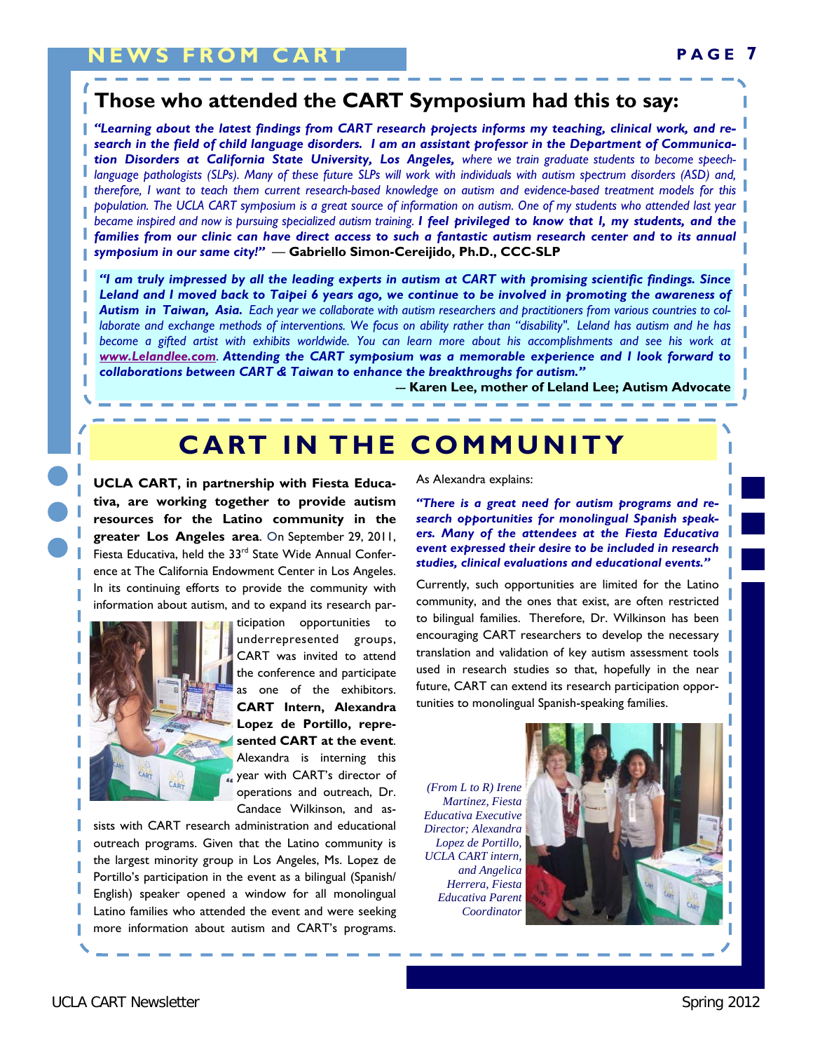## Those who attended the CART Symposium had this to say:

***"Learning about the latest findings from CART research projects informs my teaching, clinical work, and research in the field of child language disorders. I am an assistant professor in the Department of Communication Disorders at California State University, Los Angeles,*** *where we train graduate students to become speech-language pathologists (SLPs). Many of these future SLPs will work with individuals with autism spectrum disorders (ASD) and, therefore, I want to teach them current research-based knowledge on autism and evidence-based treatment models for this population. The UCLA CART symposium is a great source of information on autism. One of my students who attended last year became inspired and now is pursuing specialized autism training.* ***I feel privileged to know that I, my students, and the families from our clinic can have direct access to such a fantastic autism research center and to its annual symposium in our same city!"*** — **Gabriello Simon-Cereijido, Ph.D., CCC-SLP**

***"I am truly impressed by all the leading experts in autism at CART with promising scientific findings. Since Leland and I moved back to Taipei 6 years ago, we continue to be involved in promoting the awareness of Autism in Taiwan, Asia.*** *Each year we collaborate with autism researchers and practitioners from various countries to collaborate and exchange methods of interventions. We focus on ability rather than "disability". Leland has autism and he has become a gifted artist with exhibits worldwide. You can learn more about his accomplishments and see his work at* ***www.Lelandlee.com****.* ***Attending the CART symposium was a memorable experience and I look forward to collaborations between CART & Taiwan to enhance the breakthroughs for autism."***

— **Karen Lee, mother of Leland Lee; Autism Advocate**

# CART IN THE COMMUNITY

**UCLA CART, in partnership with Fiesta Educativa, are working together to provide autism resources for the Latino community in the greater Los Angeles area**. On September 29, 2011, Fiesta Educativa, held the 33rd State Wide Annual Conference at The California Endowment Center in Los Angeles. In its continuing efforts to provide the community with information about autism, and to expand its research participation opportunities to underrepresented groups, CART was invited to attend the conference and participate as one of the exhibitors. **CART Intern, Alexandra Lopez de Portillo, represented CART at the event**. Alexandra is interning this year with CART's director of operations and outreach, Dr. Candace Wilkinson, and assists with CART research administration and educational outreach programs. Given that the Latino community is the largest minority group in Los Angeles, Ms. Lopez de Portillo's participation in the event as a bilingual (Spanish/English) speaker opened a window for all monolingual Latino families who attended the event and were seeking more information about autism and CART's programs.

As Alexandra explains:

***"There is a great need for autism programs and research opportunities for monolingual Spanish speakers. Many of the attendees at the Fiesta Educativa event expressed their desire to be included in research studies, clinical evaluations and educational events."***

Currently, such opportunities are limited for the Latino community, and the ones that exist, are often restricted to bilingual families. Therefore, Dr. Wilkinson has been encouraging CART researchers to develop the necessary translation and validation of key autism assessment tools used in research studies so that, hopefully in the near future, CART can extend its research participation opportunities to monolingual Spanish-speaking families.

*(From L to R) Irene Martinez, Fiesta Educativa Executive Director; Alexandra Lopez de Portillo, UCLA CART intern, and Angelica Herrera, Fiesta Educativa Parent Coordinator*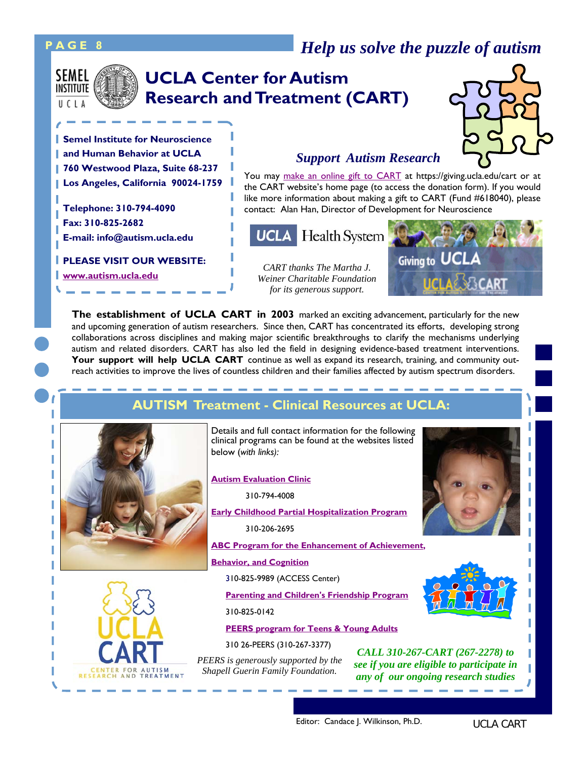*Help us solve the puzzle of autism*

# UCLA Center for Autism Research and Treatment (CART)

**Semel Institute for Neuroscience and Human Behavior at UCLA**
**760 Westwood Plaza, Suite 68-237**
**Los Angeles, California 90024-1759**

**Telephone: 310-794-4090**
**Fax: 310-825-2682**
**E-mail: info@autism.ucla.edu**

**PLEASE VISIT OUR WEBSITE:**
**www.autism.ucla.edu**

## *Support Autism Research*

You may make an online gift to CART at https://giving.ucla.edu/cart or at the CART website's home page (to access the donation form). If you would like more information about making a gift to CART (Fund #618040), please contact: Alan Han, Director of Development for Neuroscience

UCLA Health System

*CART thanks The Martha J. Weiner Charitable Foundation for its generous support.*

Giving to UCLA

**The establishment of UCLA CART in 2003** marked an exciting advancement, particularly for the new and upcoming generation of autism researchers. Since then, CART has concentrated its efforts, developing strong collaborations across disciplines and making major scientific breakthroughs to clarify the mechanisms underlying autism and related disorders. CART has also led the field in designing evidence-based treatment interventions. **Your support will help UCLA CART** continue as well as expand its research, training, and community outreach activities to improve the lives of countless children and their families affected by autism spectrum disorders.

## AUTISM Treatment - Clinical Resources at UCLA:

Details and full contact information for the following clinical programs can be found at the websites listed below (*with links*):

**Autism Evaluation Clinic**
310-794-4008

**Early Childhood Partial Hospitalization Program**
310-206-2695

**ABC Program for the Enhancement of Achievement, Behavior, and Cognition**
310-825-9989 (ACCESS Center)

**Parenting and Children's Friendship Program**
310-825-0142

**PEERS program for Teens & Young Adults**
310 26-PEERS (310-267-3377)

*PEERS is generously supported by the Shapell Guerin Family Foundation.*

*CALL 310-267-CART (267-2278) to see if you are eligible to participate in any of our ongoing research studies*

UCLA CART — CENTER FOR AUTISM RESEARCH AND TREATMENT

Editor: Candace J. Wilkinson, Ph.D.